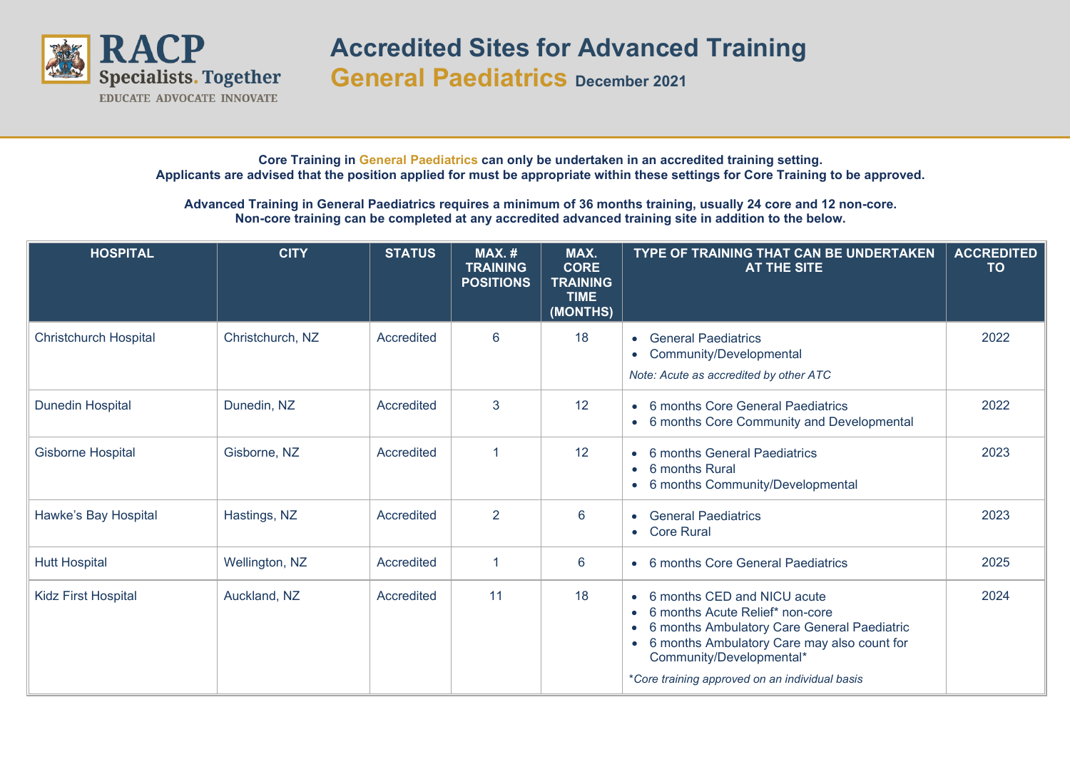# Accredited Sites for Advanced Training

## General Paediatrics December 2021

**Core Training in General Paediatrics can only be undertaken in an accredited training setting.**
**Applicants are advised that the position applied for must be appropriate within these settings for Core Training to be approved.**

**Advanced Training in General Paediatrics requires a minimum of 36 months training, usually 24 core and 12 non-core.**
**Non-core training can be completed at any accredited advanced training site in addition to the below.**

| HOSPITAL | CITY | STATUS | MAX. # TRAINING POSITIONS | MAX. CORE TRAINING TIME (MONTHS) | TYPE OF TRAINING THAT CAN BE UNDERTAKEN AT THE SITE | ACCREDITED TO |
|---|---|---|---|---|---|---|
| Christchurch Hospital | Christchurch, NZ | Accredited | 6 | 18 | • General Paediatrics<br>• Community/Developmental<br>*Note: Acute as accredited by other ATC* | 2022 |
| Dunedin Hospital | Dunedin, NZ | Accredited | 3 | 12 | • 6 months Core General Paediatrics<br>• 6 months Core Community and Developmental | 2022 |
| Gisborne Hospital | Gisborne, NZ | Accredited | 1 | 12 | • 6 months General Paediatrics<br>• 6 months Rural<br>• 6 months Community/Developmental | 2023 |
| Hawke's Bay Hospital | Hastings, NZ | Accredited | 2 | 6 | • General Paediatrics<br>• Core Rural | 2023 |
| Hutt Hospital | Wellington, NZ | Accredited | 1 | 6 | • 6 months Core General Paediatrics | 2025 |
| Kidz First Hospital | Auckland, NZ | Accredited | 11 | 18 | • 6 months CED and NICU acute<br>• 6 months Acute Relief* non-core<br>• 6 months Ambulatory Care General Paediatric<br>• 6 months Ambulatory Care may also count for Community/Developmental*<br>**Core training approved on an individual basis* | 2024 |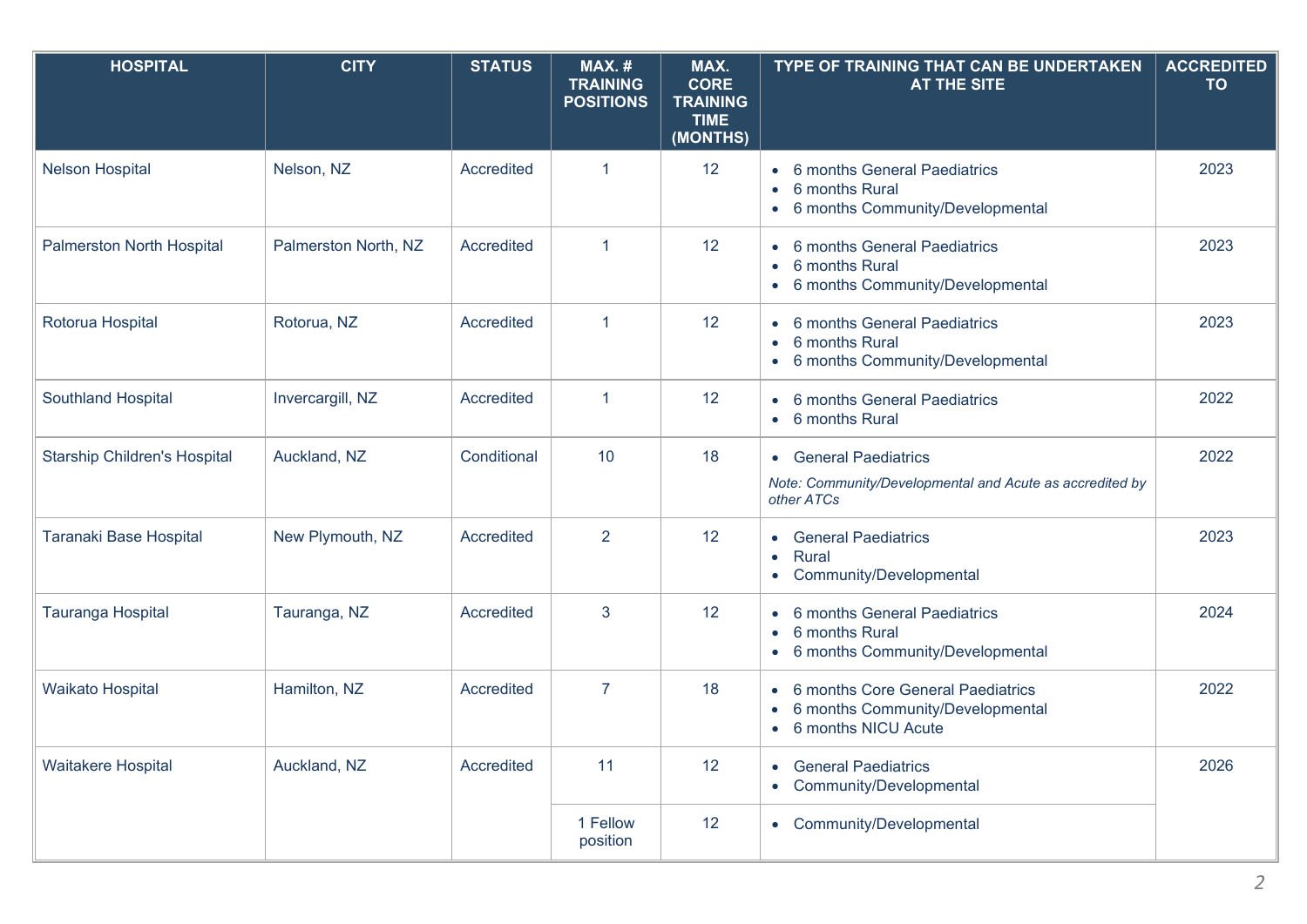| HOSPITAL | CITY | STATUS | MAX. # TRAINING POSITIONS | MAX. CORE TRAINING TIME (MONTHS) | TYPE OF TRAINING THAT CAN BE UNDERTAKEN AT THE SITE | ACCREDITED TO |
|---|---|---|---|---|---|---|
| Nelson Hospital | Nelson, NZ | Accredited | 1 | 12 | • 6 months General Paediatrics<br>• 6 months Rural<br>• 6 months Community/Developmental | 2023 |
| Palmerston North Hospital | Palmerston North, NZ | Accredited | 1 | 12 | • 6 months General Paediatrics<br>• 6 months Rural<br>• 6 months Community/Developmental | 2023 |
| Rotorua Hospital | Rotorua, NZ | Accredited | 1 | 12 | • 6 months General Paediatrics<br>• 6 months Rural<br>• 6 months Community/Developmental | 2023 |
| Southland Hospital | Invercargill, NZ | Accredited | 1 | 12 | • 6 months General Paediatrics<br>• 6 months Rural | 2022 |
| Starship Children's Hospital | Auckland, NZ | Conditional | 10 | 18 | • General Paediatrics<br>*Note: Community/Developmental and Acute as accredited by other ATCs* | 2022 |
| Taranaki Base Hospital | New Plymouth, NZ | Accredited | 2 | 12 | • General Paediatrics<br>• Rural<br>• Community/Developmental | 2023 |
| Tauranga Hospital | Tauranga, NZ | Accredited | 3 | 12 | • 6 months General Paediatrics<br>• 6 months Rural<br>• 6 months Community/Developmental | 2024 |
| Waikato Hospital | Hamilton, NZ | Accredited | 7 | 18 | • 6 months Core General Paediatrics<br>• 6 months Community/Developmental<br>• 6 months NICU Acute | 2022 |
| Waitakere Hospital | Auckland, NZ | Accredited | 11 | 12 | • General Paediatrics<br>• Community/Developmental | 2026 |
| | | | 1 Fellow position | 12 | • Community/Developmental | |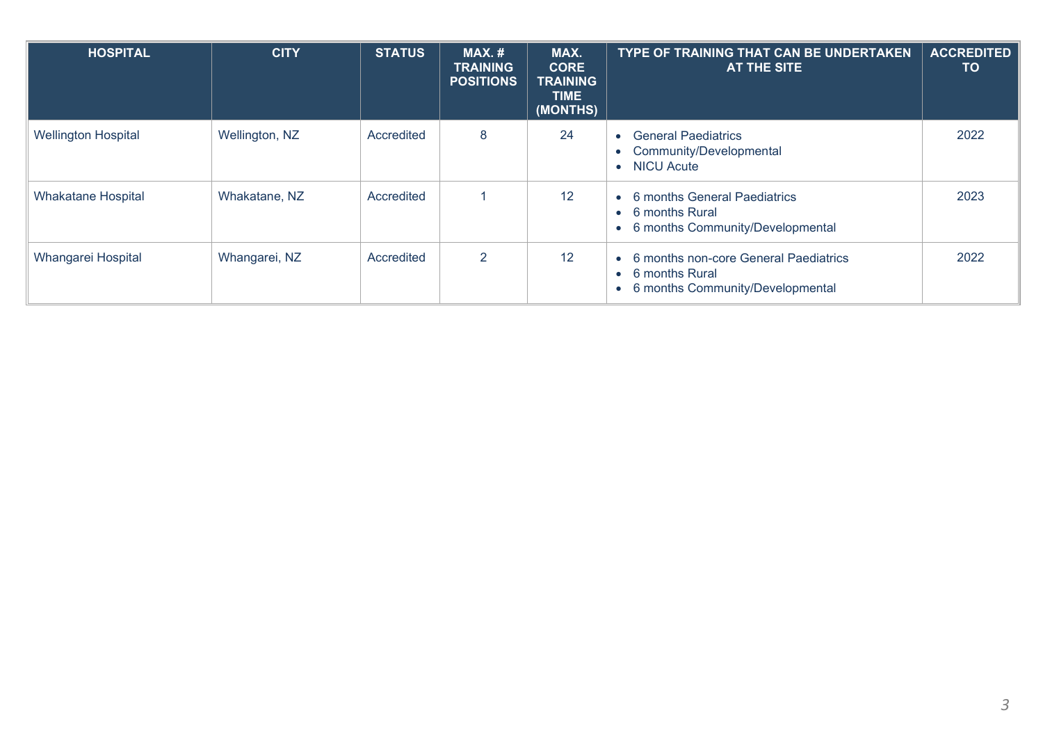| HOSPITAL | CITY | STATUS | MAX. # TRAINING POSITIONS | MAX. CORE TRAINING TIME (MONTHS) | TYPE OF TRAINING THAT CAN BE UNDERTAKEN AT THE SITE | ACCREDITED TO |
|---|---|---|---|---|---|---|
| Wellington Hospital | Wellington, NZ | Accredited | 8 | 24 | • General Paediatrics<br>• Community/Developmental<br>• NICU Acute | 2022 |
| Whakatane Hospital | Whakatane, NZ | Accredited | 1 | 12 | • 6 months General Paediatrics<br>• 6 months Rural<br>• 6 months Community/Developmental | 2023 |
| Whangarei Hospital | Whangarei, NZ | Accredited | 2 | 12 | • 6 months non-core General Paediatrics<br>• 6 months Rural<br>• 6 months Community/Developmental | 2022 |